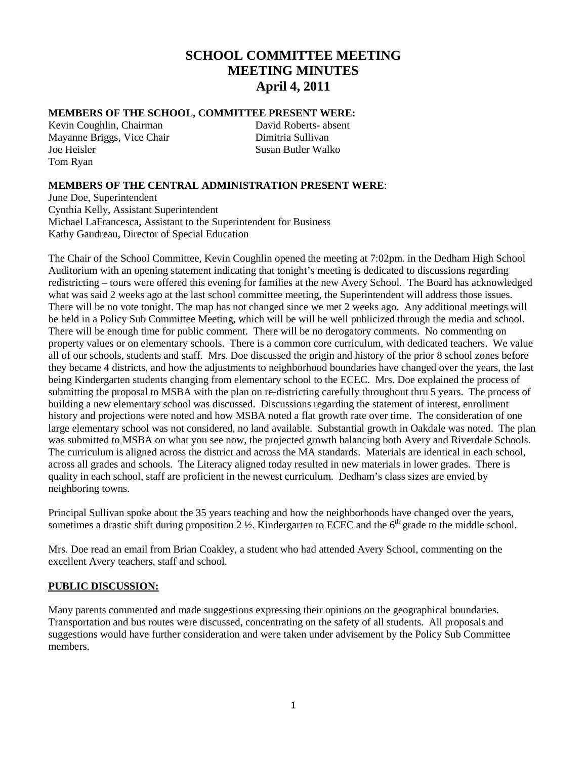# SCHOOL COMMITTEE MEETING
# MEETING MINUTES
# April 4, 2011

**MEMBERS OF THE SCHOOL, COMMITTEE PRESENT WERE:**

Kevin Coughlin, Chairman
Mayanne Briggs, Vice Chair
Joe Heisler
Tom Ryan
David Roberts- absent
Dimitria Sullivan
Susan Butler Walko

**MEMBERS OF THE CENTRAL ADMINISTRATION PRESENT WERE**:

June Doe, Superintendent
Cynthia Kelly, Assistant Superintendent
Michael LaFrancesca, Assistant to the Superintendent for Business
Kathy Gaudreau, Director of Special Education

The Chair of the School Committee, Kevin Coughlin opened the meeting at 7:02pm. in the Dedham High School Auditorium with an opening statement indicating that tonight's meeting is dedicated to discussions regarding redistricting – tours were offered this evening for families at the new Avery School. The Board has acknowledged what was said 2 weeks ago at the last school committee meeting, the Superintendent will address those issues. There will be no vote tonight. The map has not changed since we met 2 weeks ago. Any additional meetings will be held in a Policy Sub Committee Meeting, which will be will be well publicized through the media and school. There will be enough time for public comment. There will be no derogatory comments. No commenting on property values or on elementary schools. There is a common core curriculum, with dedicated teachers. We value all of our schools, students and staff. Mrs. Doe discussed the origin and history of the prior 8 school zones before they became 4 districts, and how the adjustments to neighborhood boundaries have changed over the years, the last being Kindergarten students changing from elementary school to the ECEC. Mrs. Doe explained the process of submitting the proposal to MSBA with the plan on re-districting carefully throughout thru 5 years. The process of building a new elementary school was discussed. Discussions regarding the statement of interest, enrollment history and projections were noted and how MSBA noted a flat growth rate over time. The consideration of one large elementary school was not considered, no land available. Substantial growth in Oakdale was noted. The plan was submitted to MSBA on what you see now, the projected growth balancing both Avery and Riverdale Schools. The curriculum is aligned across the district and across the MA standards. Materials are identical in each school, across all grades and schools. The Literacy aligned today resulted in new materials in lower grades. There is quality in each school, staff are proficient in the newest curriculum. Dedham's class sizes are envied by neighboring towns.

Principal Sullivan spoke about the 35 years teaching and how the neighborhoods have changed over the years, sometimes a drastic shift during proposition 2 ½. Kindergarten to ECEC and the 6th grade to the middle school.

Mrs. Doe read an email from Brian Coakley, a student who had attended Avery School, commenting on the excellent Avery teachers, staff and school.

## PUBLIC DISCUSSION:

Many parents commented and made suggestions expressing their opinions on the geographical boundaries. Transportation and bus routes were discussed, concentrating on the safety of all students. All proposals and suggestions would have further consideration and were taken under advisement by the Policy Sub Committee members.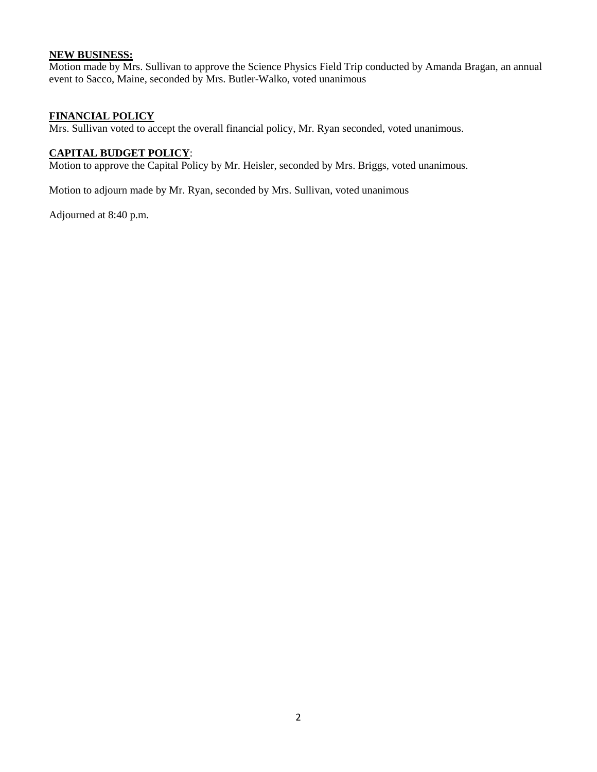**NEW BUSINESS:**

Motion made by Mrs. Sullivan to approve the Science Physics Field Trip conducted by Amanda Bragan, an annual event to Sacco, Maine, seconded by Mrs. Butler-Walko, voted unanimous

**FINANCIAL POLICY**

Mrs. Sullivan voted to accept the overall financial policy, Mr. Ryan seconded, voted unanimous.

**CAPITAL BUDGET POLICY**:

Motion to approve the Capital Policy by Mr. Heisler, seconded by Mrs. Briggs, voted unanimous.

Motion to adjourn made by Mr. Ryan, seconded by Mrs. Sullivan, voted unanimous

Adjourned at 8:40 p.m.